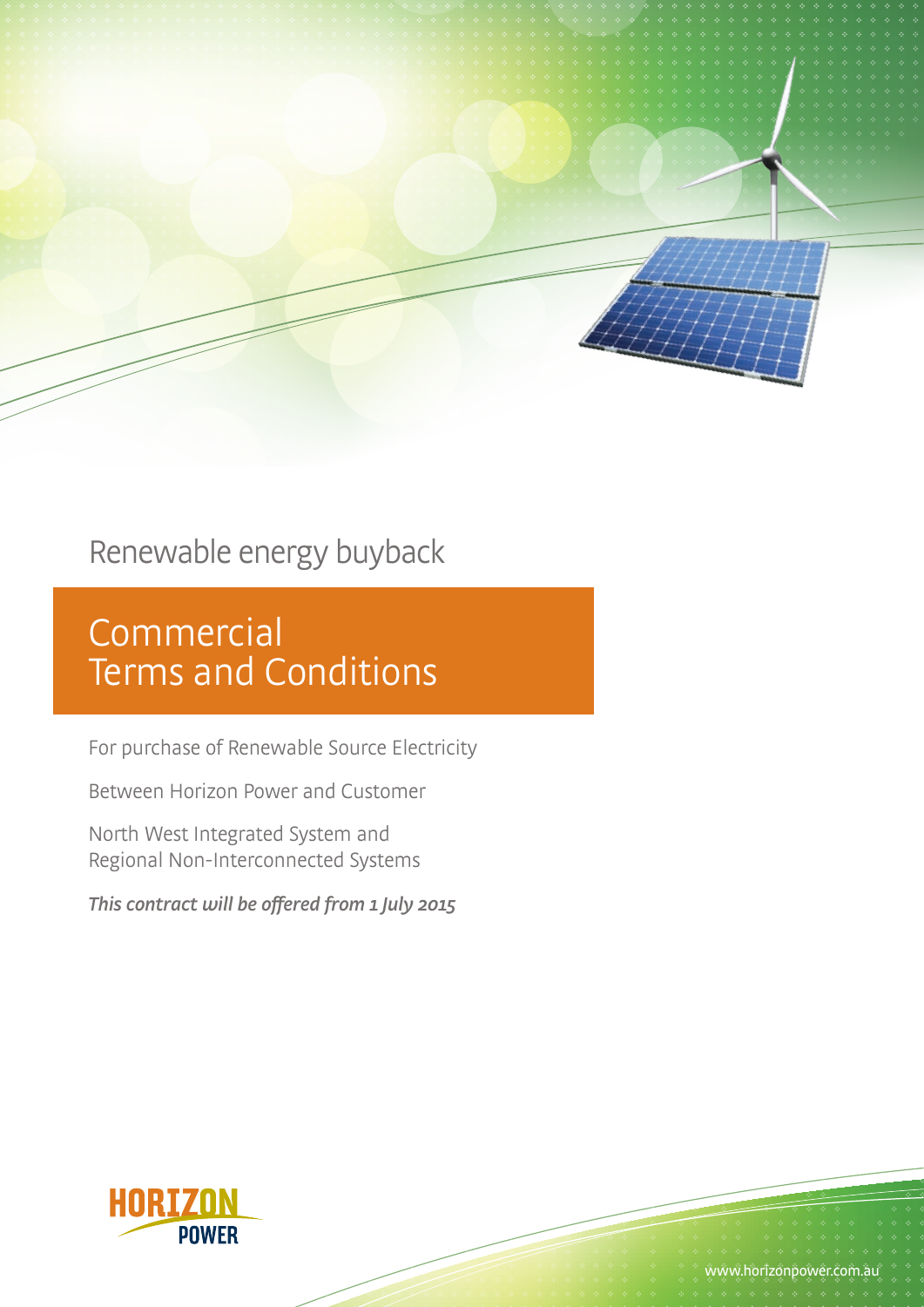Renewable energy buyback

# Commercial Terms and Conditions

For purchase of Renewable Source Electricity

Between Horizon Power and Customer

North West Integrated System and
Regional Non-Interconnected Systems

*This contract will be offered from 1 July 2015*

HORIZON POWER

www.horizonpower.com.au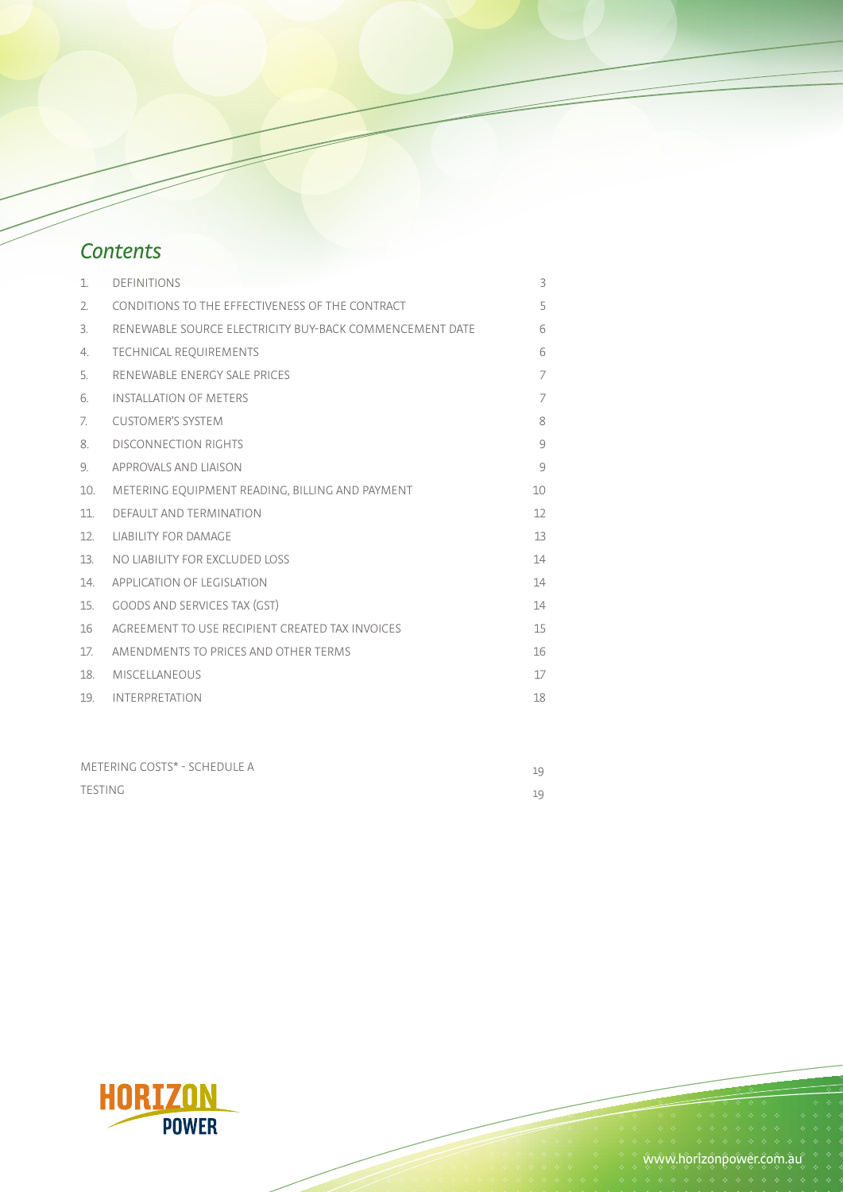# *Contents*

| | | |
|---|---|---|
| 1. | DEFINITIONS | 3 |
| 2. | CONDITIONS TO THE EFFECTIVENESS OF THE CONTRACT | 5 |
| 3. | RENEWABLE SOURCE ELECTRICITY BUY-BACK COMMENCEMENT DATE | 6 |
| 4. | TECHNICAL REQUIREMENTS | 6 |
| 5. | RENEWABLE ENERGY SALE PRICES | 7 |
| 6. | INSTALLATION OF METERS | 7 |
| 7. | CUSTOMER'S SYSTEM | 8 |
| 8. | DISCONNECTION RIGHTS | 9 |
| 9. | APPROVALS AND LIAISON | 9 |
| 10. | METERING EQUIPMENT READING, BILLING AND PAYMENT | 10 |
| 11. | DEFAULT AND TERMINATION | 12 |
| 12. | LIABILITY FOR DAMAGE | 13 |
| 13. | NO LIABILITY FOR EXCLUDED LOSS | 14 |
| 14. | APPLICATION OF LEGISLATION | 14 |
| 15. | GOODS AND SERVICES TAX (GST) | 14 |
| 16 | AGREEMENT TO USE RECIPIENT CREATED TAX INVOICES | 15 |
| 17. | AMENDMENTS TO PRICES AND OTHER TERMS | 16 |
| 18. | MISCELLANEOUS | 17 |
| 19. | INTERPRETATION | 18 |

| | |
|---|---|
| METERING COSTS* - SCHEDULE A | 19 |
| TESTING | 19 |

HORIZON POWER

www.horizonpower.com.au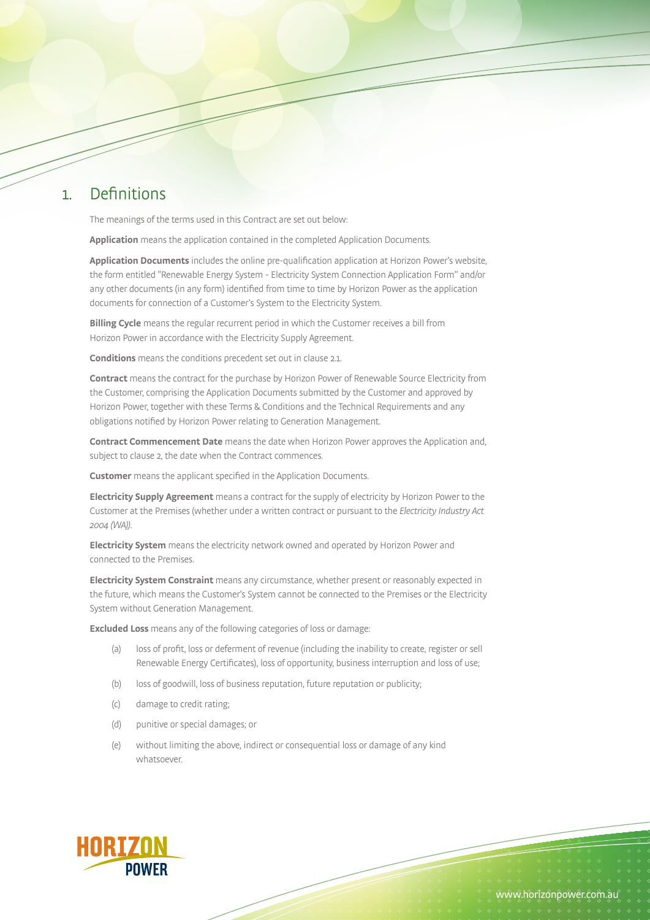# 1. Definitions

The meanings of the terms used in this Contract are set out below:

**Application** means the application contained in the completed Application Documents.

**Application Documents** includes the online pre-qualification application at Horizon Power's website, the form entitled "Renewable Energy System - Electricity System Connection Application Form" and/or any other documents (in any form) identified from time to time by Horizon Power as the application documents for connection of a Customer's System to the Electricity System.

**Billing Cycle** means the regular recurrent period in which the Customer receives a bill from Horizon Power in accordance with the Electricity Supply Agreement.

**Conditions** means the conditions precedent set out in clause 2.1.

**Contract** means the contract for the purchase by Horizon Power of Renewable Source Electricity from the Customer, comprising the Application Documents submitted by the Customer and approved by Horizon Power, together with these Terms & Conditions and the Technical Requirements and any obligations notified by Horizon Power relating to Generation Management.

**Contract Commencement Date** means the date when Horizon Power approves the Application and, subject to clause 2, the date when the Contract commences.

**Customer** means the applicant specified in the Application Documents.

**Electricity Supply Agreement** means a contract for the supply of electricity by Horizon Power to the Customer at the Premises (whether under a written contract or pursuant to the *Electricity Industry Act 2004 (WA))*.

**Electricity System** means the electricity network owned and operated by Horizon Power and connected to the Premises.

**Electricity System Constraint** means any circumstance, whether present or reasonably expected in the future, which means the Customer's System cannot be connected to the Premises or the Electricity System without Generation Management.

**Excluded Loss** means any of the following categories of loss or damage:

(a) loss of profit, loss or deferment of revenue (including the inability to create, register or sell Renewable Energy Certificates), loss of opportunity, business interruption and loss of use;

(b) loss of goodwill, loss of business reputation, future reputation or publicity;

(c) damage to credit rating;

(d) punitive or special damages; or

(e) without limiting the above, indirect or consequential loss or damage of any kind whatsoever.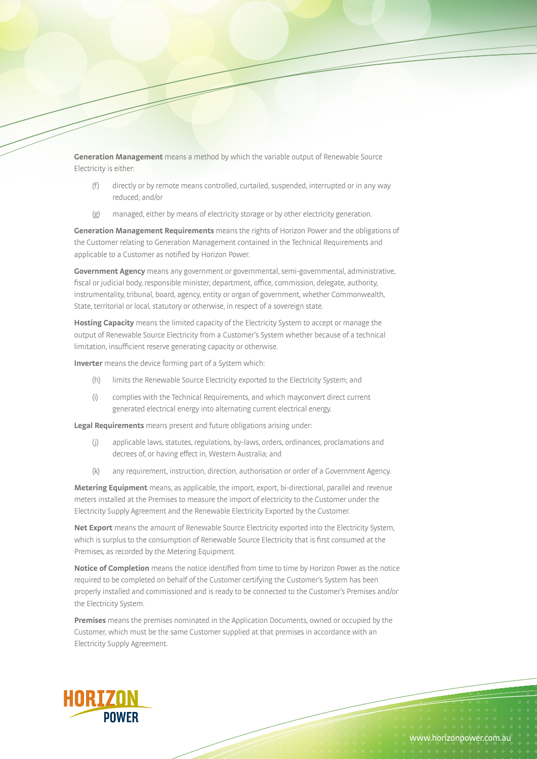**Generation Management** means a method by which the variable output of Renewable Source Electricity is either:

(f) directly or by remote means controlled, curtailed, suspended, interrupted or in any way reduced; and/or

(g) managed, either by means of electricity storage or by other electricity generation.

**Generation Management Requirements** means the rights of Horizon Power and the obligations of the Customer relating to Generation Management contained in the Technical Requirements and applicable to a Customer as notified by Horizon Power.

**Government Agency** means any government or governmental, semi-governmental, administrative, fiscal or judicial body, responsible minister, department, office, commission, delegate, authority, instrumentality, tribunal, board, agency, entity or organ of government, whether Commonwealth, State, territorial or local, statutory or otherwise, in respect of a sovereign state.

**Hosting Capacity** means the limited capacity of the Electricity System to accept or manage the output of Renewable Source Electricity from a Customer's System whether because of a technical limitation, insufficient reserve generating capacity or otherwise.

**Inverter** means the device forming part of a System which:

(h) limits the Renewable Source Electricity exported to the Electricity System; and

(i) complies with the Technical Requirements, and which mayconvert direct current generated electrical energy into alternating current electrical energy.

**Legal Requirements** means present and future obligations arising under:

(j) applicable laws, statutes, regulations, by-laws, orders, ordinances, proclamations and decrees of, or having effect in, Western Australia; and

(k) any requirement, instruction, direction, authorisation or order of a Government Agency.

**Metering Equipment** means, as applicable, the import, export, bi-directional, parallel and revenue meters installed at the Premises to measure the import of electricity to the Customer under the Electricity Supply Agreement and the Renewable Electricity Exported by the Customer.

**Net Export** means the amount of Renewable Source Electricity exported into the Electricity System, which is surplus to the consumption of Renewable Source Electricity that is first consumed at the Premises, as recorded by the Metering Equipment.

**Notice of Completion** means the notice identified from time to time by Horizon Power as the notice required to be completed on behalf of the Customer certifying the Customer's System has been properly installed and commissioned and is ready to be connected to the Customer's Premises and/or the Electricity System.

**Premises** means the premises nominated in the Application Documents, owned or occupied by the Customer, which must be the same Customer supplied at that premises in accordance with an Electricity Supply Agreement.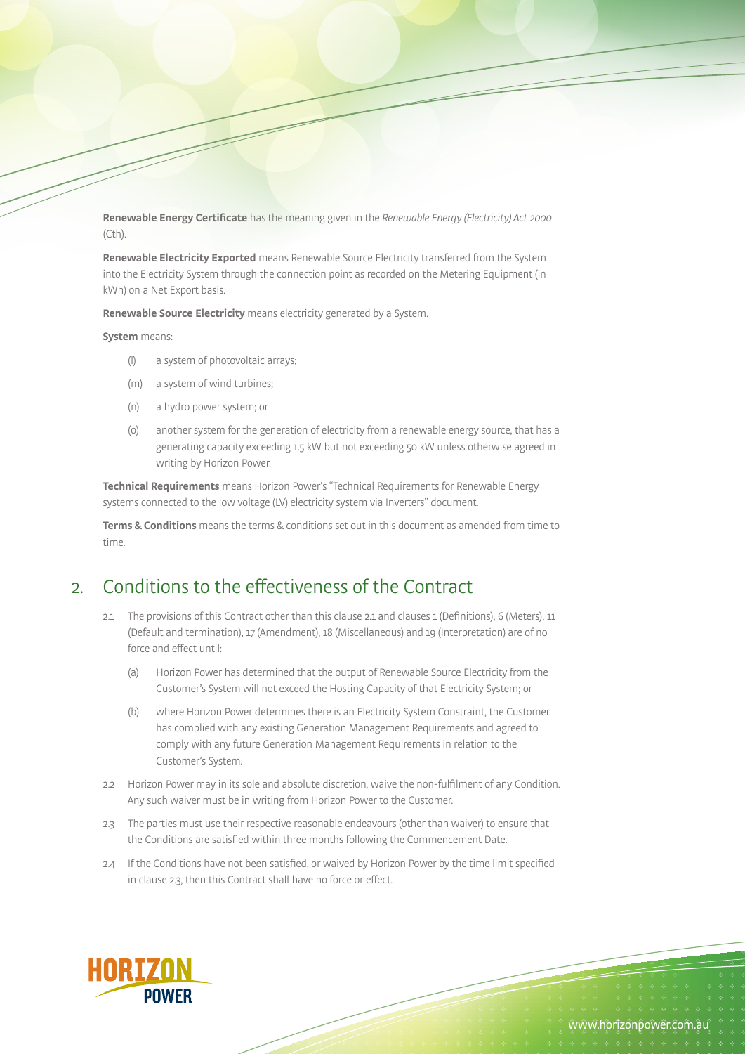**Renewable Energy Certificate** has the meaning given in the *Renewable Energy (Electricity) Act 2000* (Cth).

**Renewable Electricity Exported** means Renewable Source Electricity transferred from the System into the Electricity System through the connection point as recorded on the Metering Equipment (in kWh) on a Net Export basis.

**Renewable Source Electricity** means electricity generated by a System.

**System** means:

(l) a system of photovoltaic arrays;

(m) a system of wind turbines;

(n) a hydro power system; or

(o) another system for the generation of electricity from a renewable energy source, that has a generating capacity exceeding 1.5 kW but not exceeding 50 kW unless otherwise agreed in writing by Horizon Power.

**Technical Requirements** means Horizon Power's "Technical Requirements for Renewable Energy systems connected to the low voltage (LV) electricity system via Inverters" document.

**Terms & Conditions** means the terms & conditions set out in this document as amended from time to time.

## 2. Conditions to the effectiveness of the Contract

2.1 The provisions of this Contract other than this clause 2.1 and clauses 1 (Definitions), 6 (Meters), 11 (Default and termination), 17 (Amendment), 18 (Miscellaneous) and 19 (Interpretation) are of no force and effect until:

(a) Horizon Power has determined that the output of Renewable Source Electricity from the Customer's System will not exceed the Hosting Capacity of that Electricity System; or

(b) where Horizon Power determines there is an Electricity System Constraint, the Customer has complied with any existing Generation Management Requirements and agreed to comply with any future Generation Management Requirements in relation to the Customer's System.

2.2 Horizon Power may in its sole and absolute discretion, waive the non-fulfilment of any Condition. Any such waiver must be in writing from Horizon Power to the Customer.

2.3 The parties must use their respective reasonable endeavours (other than waiver) to ensure that the Conditions are satisfied within three months following the Commencement Date.

2.4 If the Conditions have not been satisfied, or waived by Horizon Power by the time limit specified in clause 2.3, then this Contract shall have no force or effect.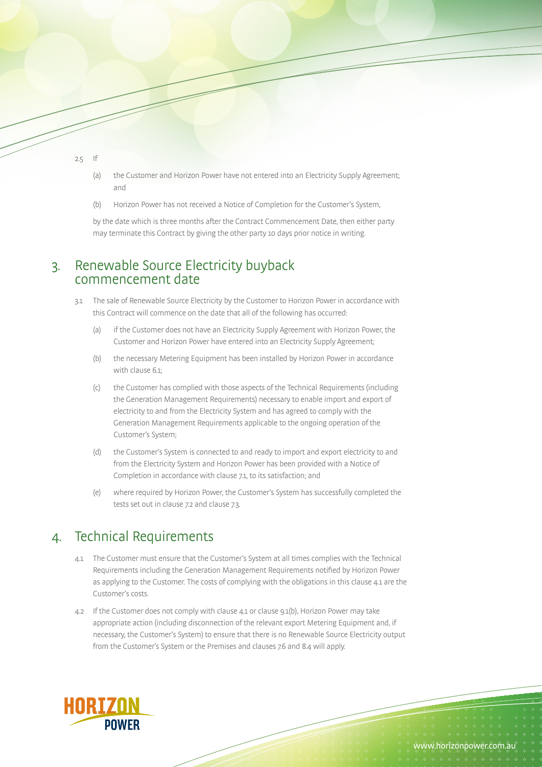2.5 If

(a) the Customer and Horizon Power have not entered into an Electricity Supply Agreement; and

(b) Horizon Power has not received a Notice of Completion for the Customer's System,

by the date which is three months after the Contract Commencement Date, then either party may terminate this Contract by giving the other party 10 days prior notice in writing.

## 3. Renewable Source Electricity buyback commencement date

3.1 The sale of Renewable Source Electricity by the Customer to Horizon Power in accordance with this Contract will commence on the date that all of the following has occurred:

(a) if the Customer does not have an Electricity Supply Agreement with Horizon Power, the Customer and Horizon Power have entered into an Electricity Supply Agreement;

(b) the necessary Metering Equipment has been installed by Horizon Power in accordance with clause 6.1;

(c) the Customer has complied with those aspects of the Technical Requirements (including the Generation Management Requirements) necessary to enable import and export of electricity to and from the Electricity System and has agreed to comply with the Generation Management Requirements applicable to the ongoing operation of the Customer's System;

(d) the Customer's System is connected to and ready to import and export electricity to and from the Electricity System and Horizon Power has been provided with a Notice of Completion in accordance with clause 7.1, to its satisfaction; and

(e) where required by Horizon Power, the Customer's System has successfully completed the tests set out in clause 7.2 and clause 7.3.

## 4. Technical Requirements

4.1 The Customer must ensure that the Customer's System at all times complies with the Technical Requirements including the Generation Management Requirements notified by Horizon Power as applying to the Customer. The costs of complying with the obligations in this clause 4.1 are the Customer's costs.

4.2 If the Customer does not comply with clause 4.1 or clause 9.1(b), Horizon Power may take appropriate action (including disconnection of the relevant export Metering Equipment and, if necessary, the Customer's System) to ensure that there is no Renewable Source Electricity output from the Customer's System or the Premises and clauses 7.6 and 8.4 will apply.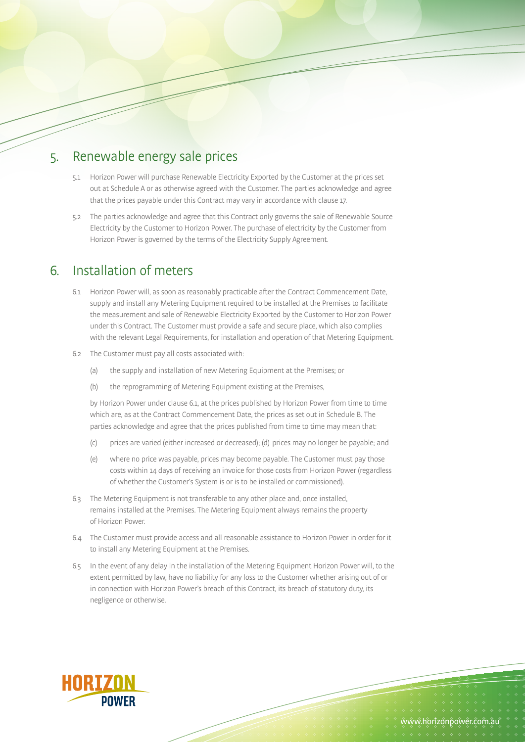## 5. Renewable energy sale prices

5.1 Horizon Power will purchase Renewable Electricity Exported by the Customer at the prices set out at Schedule A or as otherwise agreed with the Customer. The parties acknowledge and agree that the prices payable under this Contract may vary in accordance with clause 17.

5.2 The parties acknowledge and agree that this Contract only governs the sale of Renewable Source Electricity by the Customer to Horizon Power. The purchase of electricity by the Customer from Horizon Power is governed by the terms of the Electricity Supply Agreement.

## 6. Installation of meters

6.1 Horizon Power will, as soon as reasonably practicable after the Contract Commencement Date, supply and install any Metering Equipment required to be installed at the Premises to facilitate the measurement and sale of Renewable Electricity Exported by the Customer to Horizon Power under this Contract. The Customer must provide a safe and secure place, which also complies with the relevant Legal Requirements, for installation and operation of that Metering Equipment.

6.2 The Customer must pay all costs associated with:

(a) the supply and installation of new Metering Equipment at the Premises; or

(b) the reprogramming of Metering Equipment existing at the Premises,

by Horizon Power under clause 6.1, at the prices published by Horizon Power from time to time which are, as at the Contract Commencement Date, the prices as set out in Schedule B. The parties acknowledge and agree that the prices published from time to time may mean that:

(c) prices are varied (either increased or decreased); (d) prices may no longer be payable; and

(e) where no price was payable, prices may become payable. The Customer must pay those costs within 14 days of receiving an invoice for those costs from Horizon Power (regardless of whether the Customer's System is or is to be installed or commissioned).

6.3 The Metering Equipment is not transferable to any other place and, once installed, remains installed at the Premises. The Metering Equipment always remains the property of Horizon Power.

6.4 The Customer must provide access and all reasonable assistance to Horizon Power in order for it to install any Metering Equipment at the Premises.

6.5 In the event of any delay in the installation of the Metering Equipment Horizon Power will, to the extent permitted by law, have no liability for any loss to the Customer whether arising out of or in connection with Horizon Power's breach of this Contract, its breach of statutory duty, its negligence or otherwise.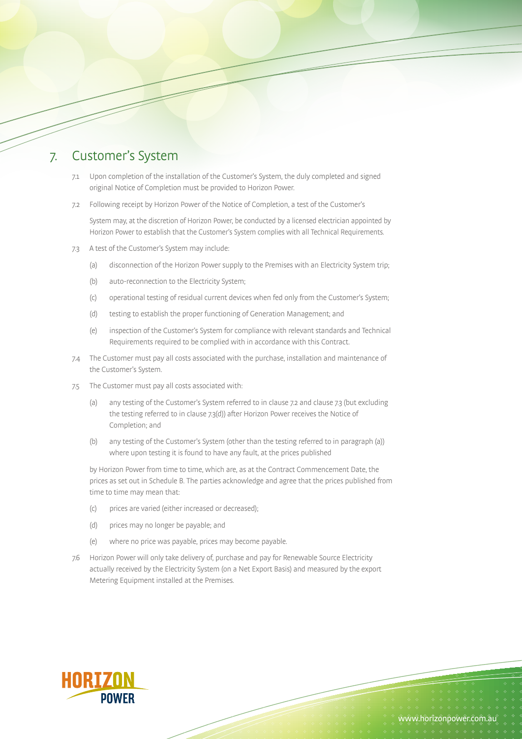# 7. Customer's System

7.1 Upon completion of the installation of the Customer's System, the duly completed and signed original Notice of Completion must be provided to Horizon Power.

7.2 Following receipt by Horizon Power of the Notice of Completion, a test of the Customer's

System may, at the discretion of Horizon Power, be conducted by a licensed electrician appointed by Horizon Power to establish that the Customer's System complies with all Technical Requirements.

7.3 A test of the Customer's System may include:

(a) disconnection of the Horizon Power supply to the Premises with an Electricity System trip;

(b) auto-reconnection to the Electricity System;

(c) operational testing of residual current devices when fed only from the Customer's System;

(d) testing to establish the proper functioning of Generation Management; and

(e) inspection of the Customer's System for compliance with relevant standards and Technical Requirements required to be complied with in accordance with this Contract.

7.4 The Customer must pay all costs associated with the purchase, installation and maintenance of the Customer's System.

7.5 The Customer must pay all costs associated with:

(a) any testing of the Customer's System referred to in clause 7.2 and clause 7.3 (but excluding the testing referred to in clause 7.3(d)) after Horizon Power receives the Notice of Completion; and

(b) any testing of the Customer's System (other than the testing referred to in paragraph (a)) where upon testing it is found to have any fault, at the prices published

by Horizon Power from time to time, which are, as at the Contract Commencement Date, the prices as set out in Schedule B. The parties acknowledge and agree that the prices published from time to time may mean that:

(c) prices are varied (either increased or decreased);

(d) prices may no longer be payable; and

(e) where no price was payable, prices may become payable.

7.6 Horizon Power will only take delivery of, purchase and pay for Renewable Source Electricity actually received by the Electricity System (on a Net Export Basis) and measured by the export Metering Equipment installed at the Premises.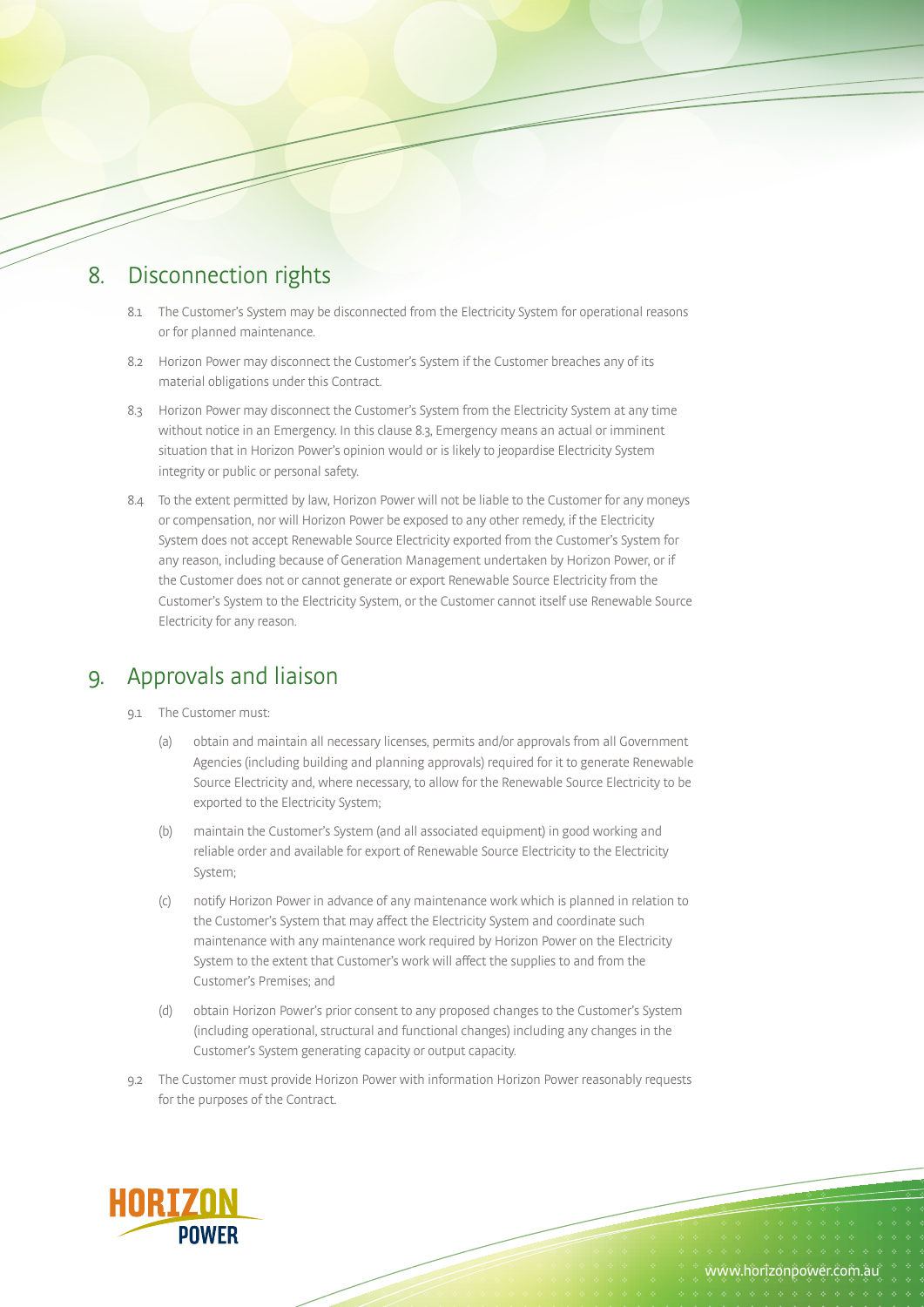## 8. Disconnection rights

8.1 The Customer's System may be disconnected from the Electricity System for operational reasons or for planned maintenance.

8.2 Horizon Power may disconnect the Customer's System if the Customer breaches any of its material obligations under this Contract.

8.3 Horizon Power may disconnect the Customer's System from the Electricity System at any time without notice in an Emergency. In this clause 8.3, Emergency means an actual or imminent situation that in Horizon Power's opinion would or is likely to jeopardise Electricity System integrity or public or personal safety.

8.4 To the extent permitted by law, Horizon Power will not be liable to the Customer for any moneys or compensation, nor will Horizon Power be exposed to any other remedy, if the Electricity System does not accept Renewable Source Electricity exported from the Customer's System for any reason, including because of Generation Management undertaken by Horizon Power, or if the Customer does not or cannot generate or export Renewable Source Electricity from the Customer's System to the Electricity System, or the Customer cannot itself use Renewable Source Electricity for any reason.

## 9. Approvals and liaison

9.1 The Customer must:

(a) obtain and maintain all necessary licenses, permits and/or approvals from all Government Agencies (including building and planning approvals) required for it to generate Renewable Source Electricity and, where necessary, to allow for the Renewable Source Electricity to be exported to the Electricity System;

(b) maintain the Customer's System (and all associated equipment) in good working and reliable order and available for export of Renewable Source Electricity to the Electricity System;

(c) notify Horizon Power in advance of any maintenance work which is planned in relation to the Customer's System that may affect the Electricity System and coordinate such maintenance with any maintenance work required by Horizon Power on the Electricity System to the extent that Customer's work will affect the supplies to and from the Customer's Premises; and

(d) obtain Horizon Power's prior consent to any proposed changes to the Customer's System (including operational, structural and functional changes) including any changes in the Customer's System generating capacity or output capacity.

9.2 The Customer must provide Horizon Power with information Horizon Power reasonably requests for the purposes of the Contract.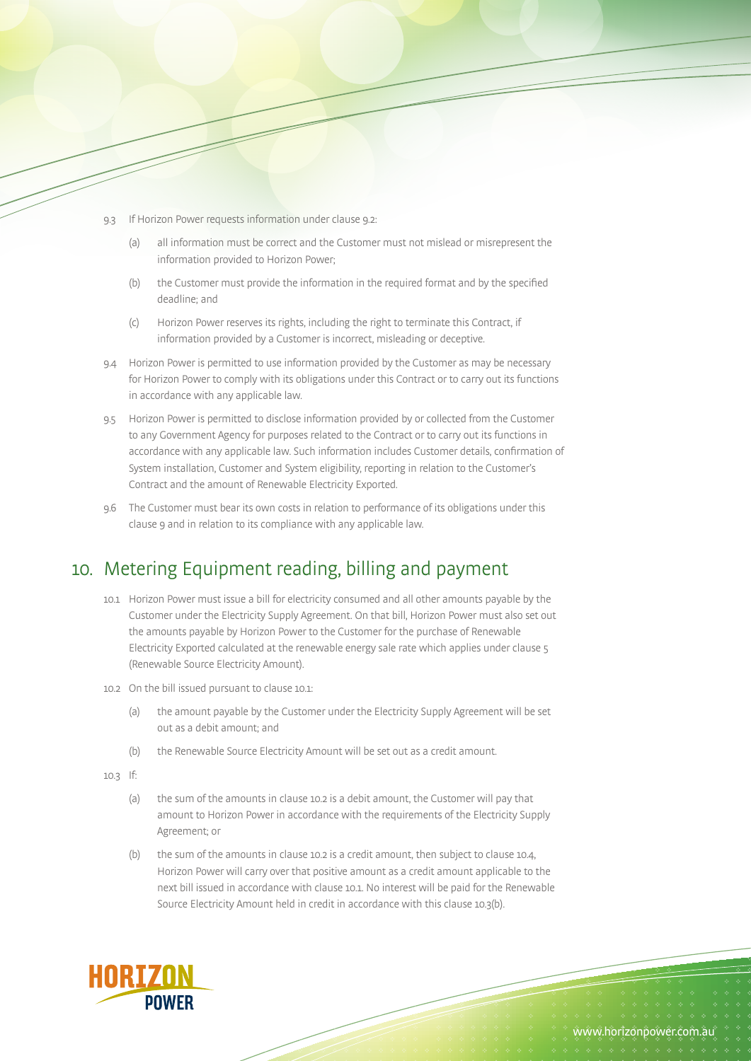9.3 If Horizon Power requests information under clause 9.2:

(a) all information must be correct and the Customer must not mislead or misrepresent the information provided to Horizon Power;

(b) the Customer must provide the information in the required format and by the specified deadline; and

(c) Horizon Power reserves its rights, including the right to terminate this Contract, if information provided by a Customer is incorrect, misleading or deceptive.

9.4 Horizon Power is permitted to use information provided by the Customer as may be necessary for Horizon Power to comply with its obligations under this Contract or to carry out its functions in accordance with any applicable law.

9.5 Horizon Power is permitted to disclose information provided by or collected from the Customer to any Government Agency for purposes related to the Contract or to carry out its functions in accordance with any applicable law. Such information includes Customer details, confirmation of System installation, Customer and System eligibility, reporting in relation to the Customer's Contract and the amount of Renewable Electricity Exported.

9.6 The Customer must bear its own costs in relation to performance of its obligations under this clause 9 and in relation to its compliance with any applicable law.

## 10. Metering Equipment reading, billing and payment

10.1 Horizon Power must issue a bill for electricity consumed and all other amounts payable by the Customer under the Electricity Supply Agreement. On that bill, Horizon Power must also set out the amounts payable by Horizon Power to the Customer for the purchase of Renewable Electricity Exported calculated at the renewable energy sale rate which applies under clause 5 (Renewable Source Electricity Amount).

10.2 On the bill issued pursuant to clause 10.1:

(a) the amount payable by the Customer under the Electricity Supply Agreement will be set out as a debit amount; and

(b) the Renewable Source Electricity Amount will be set out as a credit amount.

10.3 If:

(a) the sum of the amounts in clause 10.2 is a debit amount, the Customer will pay that amount to Horizon Power in accordance with the requirements of the Electricity Supply Agreement; or

(b) the sum of the amounts in clause 10.2 is a credit amount, then subject to clause 10.4, Horizon Power will carry over that positive amount as a credit amount applicable to the next bill issued in accordance with clause 10.1. No interest will be paid for the Renewable Source Electricity Amount held in credit in accordance with this clause 10.3(b).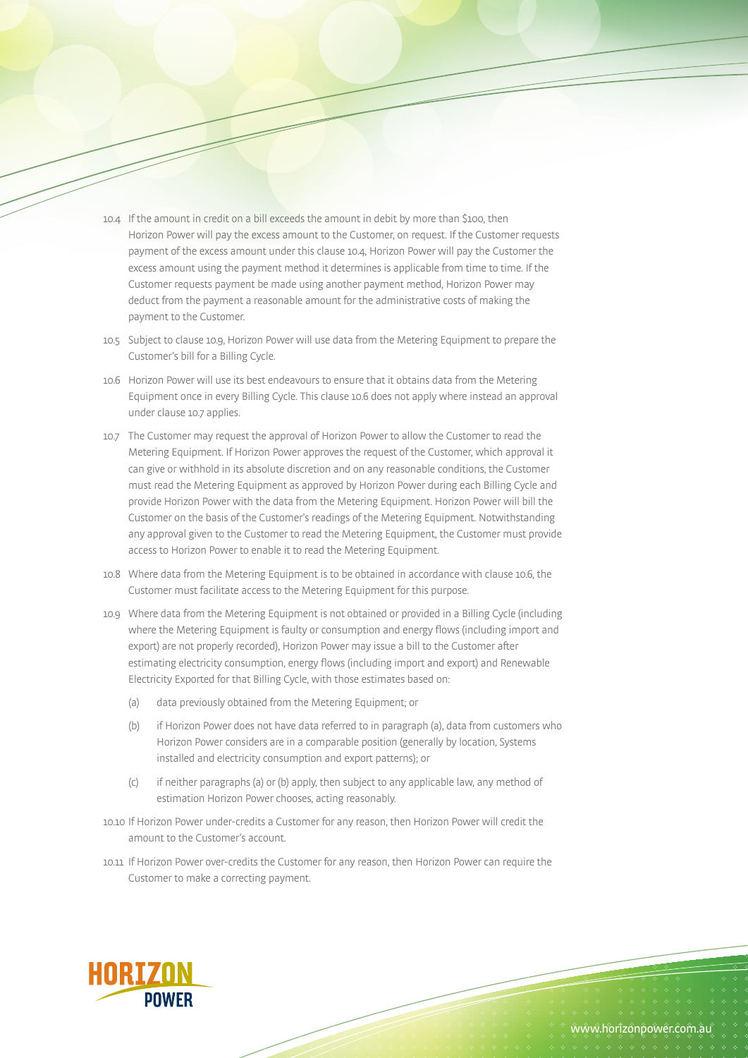10.4 If the amount in credit on a bill exceeds the amount in debit by more than $100, then Horizon Power will pay the excess amount to the Customer, on request. If the Customer requests payment of the excess amount under this clause 10.4, Horizon Power will pay the Customer the excess amount using the payment method it determines is applicable from time to time. If the Customer requests payment be made using another payment method, Horizon Power may deduct from the payment a reasonable amount for the administrative costs of making the payment to the Customer.

10.5 Subject to clause 10.9, Horizon Power will use data from the Metering Equipment to prepare the Customer's bill for a Billing Cycle.

10.6 Horizon Power will use its best endeavours to ensure that it obtains data from the Metering Equipment once in every Billing Cycle. This clause 10.6 does not apply where instead an approval under clause 10.7 applies.

10.7 The Customer may request the approval of Horizon Power to allow the Customer to read the Metering Equipment. If Horizon Power approves the request of the Customer, which approval it can give or withhold in its absolute discretion and on any reasonable conditions, the Customer must read the Metering Equipment as approved by Horizon Power during each Billing Cycle and provide Horizon Power with the data from the Metering Equipment. Horizon Power will bill the Customer on the basis of the Customer's readings of the Metering Equipment. Notwithstanding any approval given to the Customer to read the Metering Equipment, the Customer must provide access to Horizon Power to enable it to read the Metering Equipment.

10.8 Where data from the Metering Equipment is to be obtained in accordance with clause 10.6, the Customer must facilitate access to the Metering Equipment for this purpose.

10.9 Where data from the Metering Equipment is not obtained or provided in a Billing Cycle (including where the Metering Equipment is faulty or consumption and energy flows (including import and export) are not properly recorded), Horizon Power may issue a bill to the Customer after estimating electricity consumption, energy flows (including import and export) and Renewable Electricity Exported for that Billing Cycle, with those estimates based on:

- (a) data previously obtained from the Metering Equipment; or
- (b) if Horizon Power does not have data referred to in paragraph (a), data from customers who Horizon Power considers are in a comparable position (generally by location, Systems installed and electricity consumption and export patterns); or
- (c) if neither paragraphs (a) or (b) apply, then subject to any applicable law, any method of estimation Horizon Power chooses, acting reasonably.

10.10 If Horizon Power under-credits a Customer for any reason, then Horizon Power will credit the amount to the Customer's account.

10.11 If Horizon Power over-credits the Customer for any reason, then Horizon Power can require the Customer to make a correcting payment.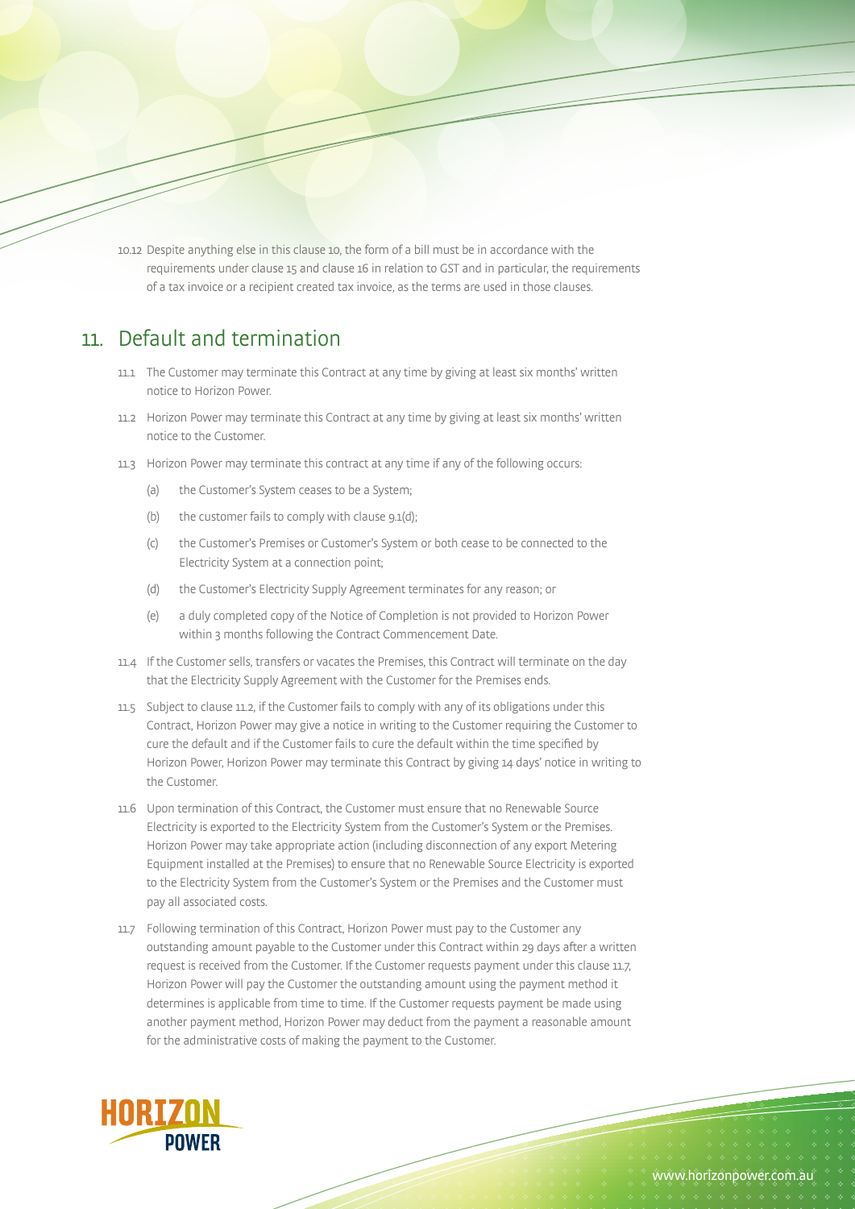10.12 Despite anything else in this clause 10, the form of a bill must be in accordance with the requirements under clause 15 and clause 16 in relation to GST and in particular, the requirements of a tax invoice or a recipient created tax invoice, as the terms are used in those clauses.

## 11. Default and termination

11.1 The Customer may terminate this Contract at any time by giving at least six months' written notice to Horizon Power.

11.2 Horizon Power may terminate this Contract at any time by giving at least six months' written notice to the Customer.

11.3 Horizon Power may terminate this contract at any time if any of the following occurs:

(a) the Customer's System ceases to be a System;

(b) the customer fails to comply with clause 9.1(d);

(c) the Customer's Premises or Customer's System or both cease to be connected to the Electricity System at a connection point;

(d) the Customer's Electricity Supply Agreement terminates for any reason; or

(e) a duly completed copy of the Notice of Completion is not provided to Horizon Power within 3 months following the Contract Commencement Date.

11.4 If the Customer sells, transfers or vacates the Premises, this Contract will terminate on the day that the Electricity Supply Agreement with the Customer for the Premises ends.

11.5 Subject to clause 11.2, if the Customer fails to comply with any of its obligations under this Contract, Horizon Power may give a notice in writing to the Customer requiring the Customer to cure the default and if the Customer fails to cure the default within the time specified by Horizon Power, Horizon Power may terminate this Contract by giving 14 days' notice in writing to the Customer.

11.6 Upon termination of this Contract, the Customer must ensure that no Renewable Source Electricity is exported to the Electricity System from the Customer's System or the Premises. Horizon Power may take appropriate action (including disconnection of any export Metering Equipment installed at the Premises) to ensure that no Renewable Source Electricity is exported to the Electricity System from the Customer's System or the Premises and the Customer must pay all associated costs.

11.7 Following termination of this Contract, Horizon Power must pay to the Customer any outstanding amount payable to the Customer under this Contract within 29 days after a written request is received from the Customer. If the Customer requests payment under this clause 11.7, Horizon Power will pay the Customer the outstanding amount using the payment method it determines is applicable from time to time. If the Customer requests payment be made using another payment method, Horizon Power may deduct from the payment a reasonable amount for the administrative costs of making the payment to the Customer.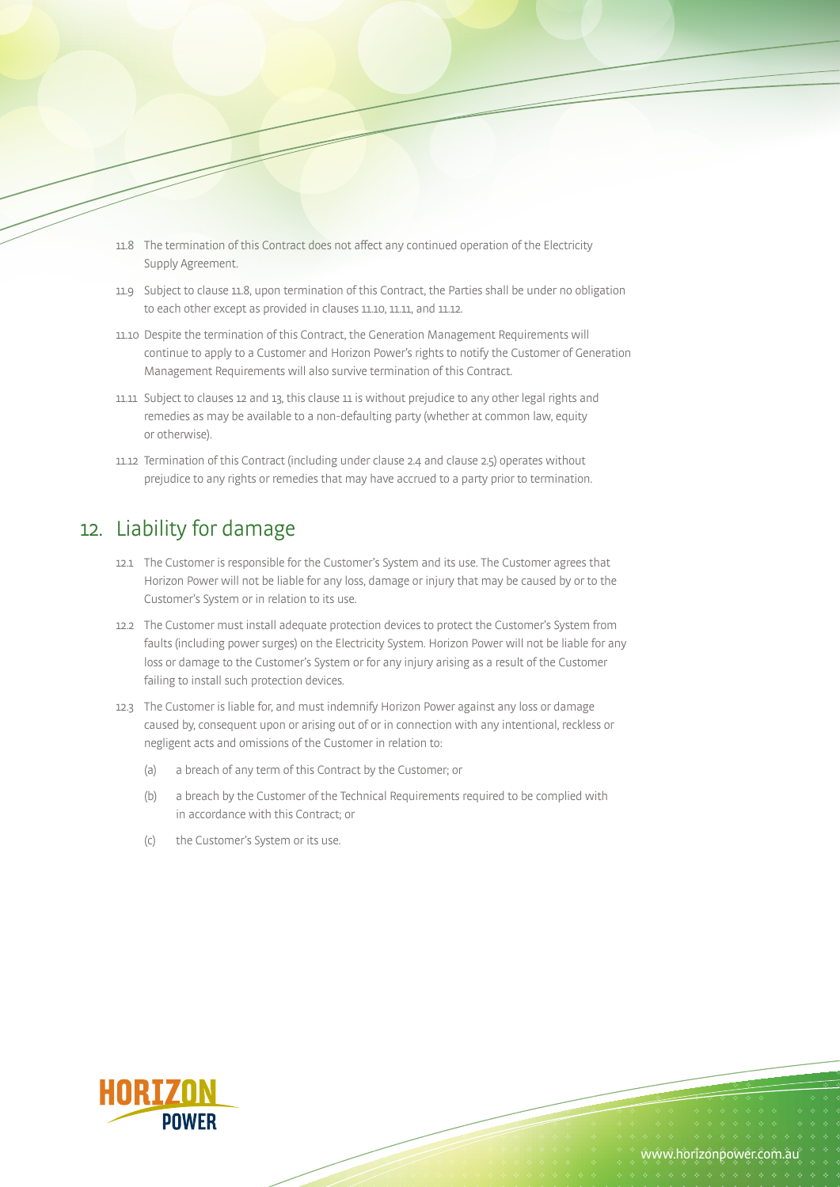11.8 The termination of this Contract does not affect any continued operation of the Electricity Supply Agreement.

11.9 Subject to clause 11.8, upon termination of this Contract, the Parties shall be under no obligation to each other except as provided in clauses 11.10, 11.11, and 11.12.

11.10 Despite the termination of this Contract, the Generation Management Requirements will continue to apply to a Customer and Horizon Power's rights to notify the Customer of Generation Management Requirements will also survive termination of this Contract.

11.11 Subject to clauses 12 and 13, this clause 11 is without prejudice to any other legal rights and remedies as may be available to a non-defaulting party (whether at common law, equity or otherwise).

11.12 Termination of this Contract (including under clause 2.4 and clause 2.5) operates without prejudice to any rights or remedies that may have accrued to a party prior to termination.

## 12. Liability for damage

12.1 The Customer is responsible for the Customer's System and its use. The Customer agrees that Horizon Power will not be liable for any loss, damage or injury that may be caused by or to the Customer's System or in relation to its use.

12.2 The Customer must install adequate protection devices to protect the Customer's System from faults (including power surges) on the Electricity System. Horizon Power will not be liable for any loss or damage to the Customer's System or for any injury arising as a result of the Customer failing to install such protection devices.

12.3 The Customer is liable for, and must indemnify Horizon Power against any loss or damage caused by, consequent upon or arising out of or in connection with any intentional, reckless or negligent acts and omissions of the Customer in relation to:

(a) a breach of any term of this Contract by the Customer; or

(b) a breach by the Customer of the Technical Requirements required to be complied with in accordance with this Contract; or

(c) the Customer's System or its use.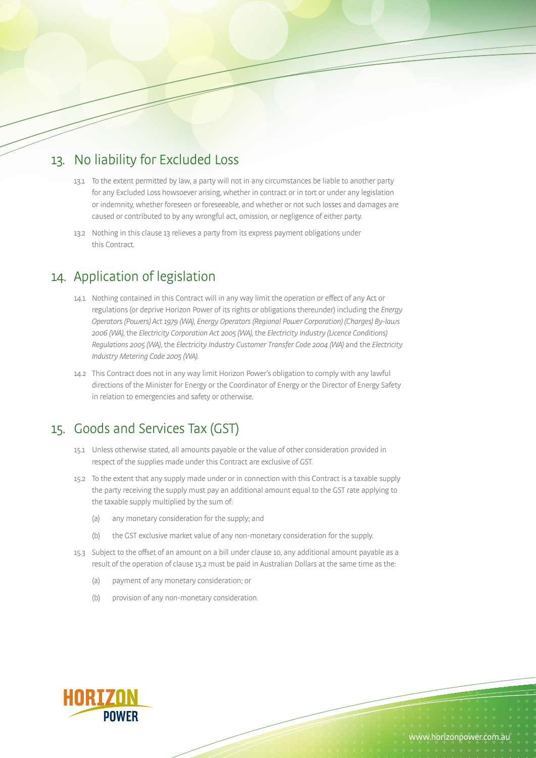## 13. No liability for Excluded Loss

13.1 To the extent permitted by law, a party will not in any circumstances be liable to another party for any Excluded Loss howsoever arising, whether in contract or in tort or under any legislation or indemnity, whether foreseen or foreseeable, and whether or not such losses and damages are caused or contributed to by any wrongful act, omission, or negligence of either party.

13.2 Nothing in this clause 13 relieves a party from its express payment obligations under this Contract.

## 14. Application of legislation

14.1 Nothing contained in this Contract will in any way limit the operation or effect of any Act or regulations (or deprive Horizon Power of its rights or obligations thereunder) including the *Energy Operators (Powers) Act 1979 (WA)*, *Energy Operators (Regional Power Corporation) (Charges) By-laws 2006 (WA)*, the *Electricity Corporation Act 2005 (WA)*, the *Electricity Industry (Licence Conditions) Regulations 2005 (WA)*, the *Electricity Industry Customer Transfer Code 2004 (WA)* and the *Electricity Industry Metering Code 2005 (WA)*.

14.2 This Contract does not in any way limit Horizon Power's obligation to comply with any lawful directions of the Minister for Energy or the Coordinator of Energy or the Director of Energy Safety in relation to emergencies and safety or otherwise.

## 15. Goods and Services Tax (GST)

15.1 Unless otherwise stated, all amounts payable or the value of other consideration provided in respect of the supplies made under this Contract are exclusive of GST.

15.2 To the extent that any supply made under or in connection with this Contract is a taxable supply the party receiving the supply must pay an additional amount equal to the GST rate applying to the taxable supply multiplied by the sum of:

(a) any monetary consideration for the supply; and

(b) the GST exclusive market value of any non-monetary consideration for the supply.

15.3 Subject to the offset of an amount on a bill under clause 10, any additional amount payable as a result of the operation of clause 15.2 must be paid in Australian Dollars at the same time as the:

(a) payment of any monetary consideration; or

(b) provision of any non-monetary consideration.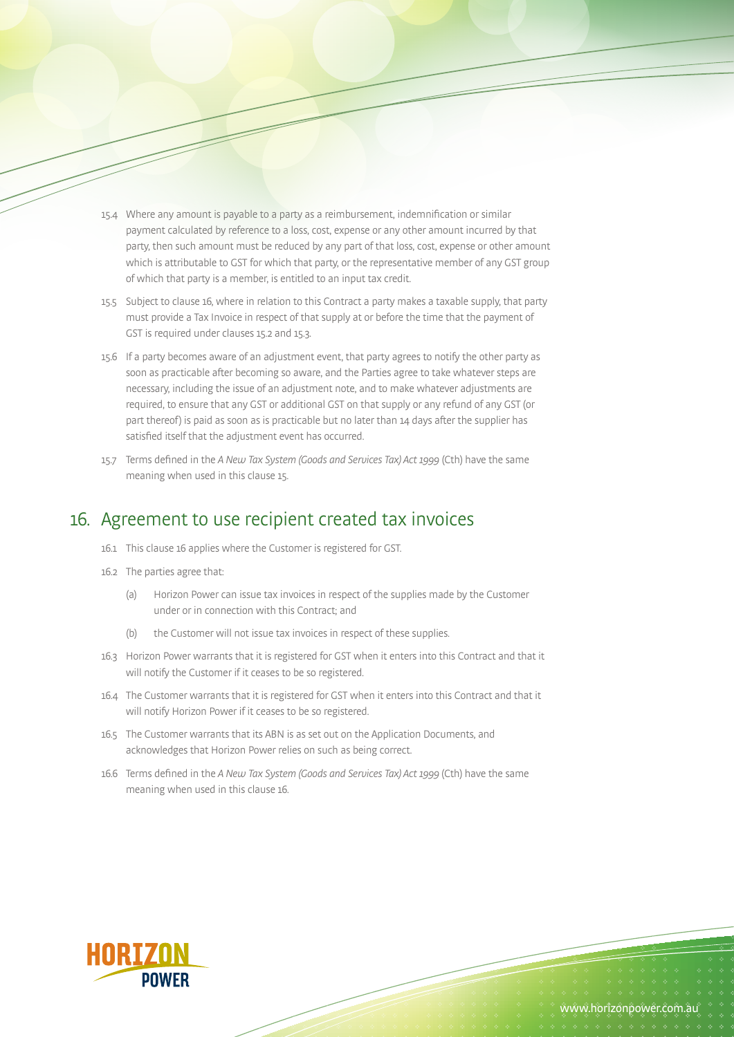15.4 Where any amount is payable to a party as a reimbursement, indemnification or similar payment calculated by reference to a loss, cost, expense or any other amount incurred by that party, then such amount must be reduced by any part of that loss, cost, expense or other amount which is attributable to GST for which that party, or the representative member of any GST group of which that party is a member, is entitled to an input tax credit.

15.5 Subject to clause 16, where in relation to this Contract a party makes a taxable supply, that party must provide a Tax Invoice in respect of that supply at or before the time that the payment of GST is required under clauses 15.2 and 15.3.

15.6 If a party becomes aware of an adjustment event, that party agrees to notify the other party as soon as practicable after becoming so aware, and the Parties agree to take whatever steps are necessary, including the issue of an adjustment note, and to make whatever adjustments are required, to ensure that any GST or additional GST on that supply or any refund of any GST (or part thereof) is paid as soon as is practicable but no later than 14 days after the supplier has satisfied itself that the adjustment event has occurred.

15.7 Terms defined in the *A New Tax System (Goods and Services Tax) Act 1999* (Cth) have the same meaning when used in this clause 15.

## 16. Agreement to use recipient created tax invoices

16.1 This clause 16 applies where the Customer is registered for GST.

16.2 The parties agree that:

(a) Horizon Power can issue tax invoices in respect of the supplies made by the Customer under or in connection with this Contract; and

(b) the Customer will not issue tax invoices in respect of these supplies.

16.3 Horizon Power warrants that it is registered for GST when it enters into this Contract and that it will notify the Customer if it ceases to be so registered.

16.4 The Customer warrants that it is registered for GST when it enters into this Contract and that it will notify Horizon Power if it ceases to be so registered.

16.5 The Customer warrants that its ABN is as set out on the Application Documents, and acknowledges that Horizon Power relies on such as being correct.

16.6 Terms defined in the *A New Tax System (Goods and Services Tax) Act 1999* (Cth) have the same meaning when used in this clause 16.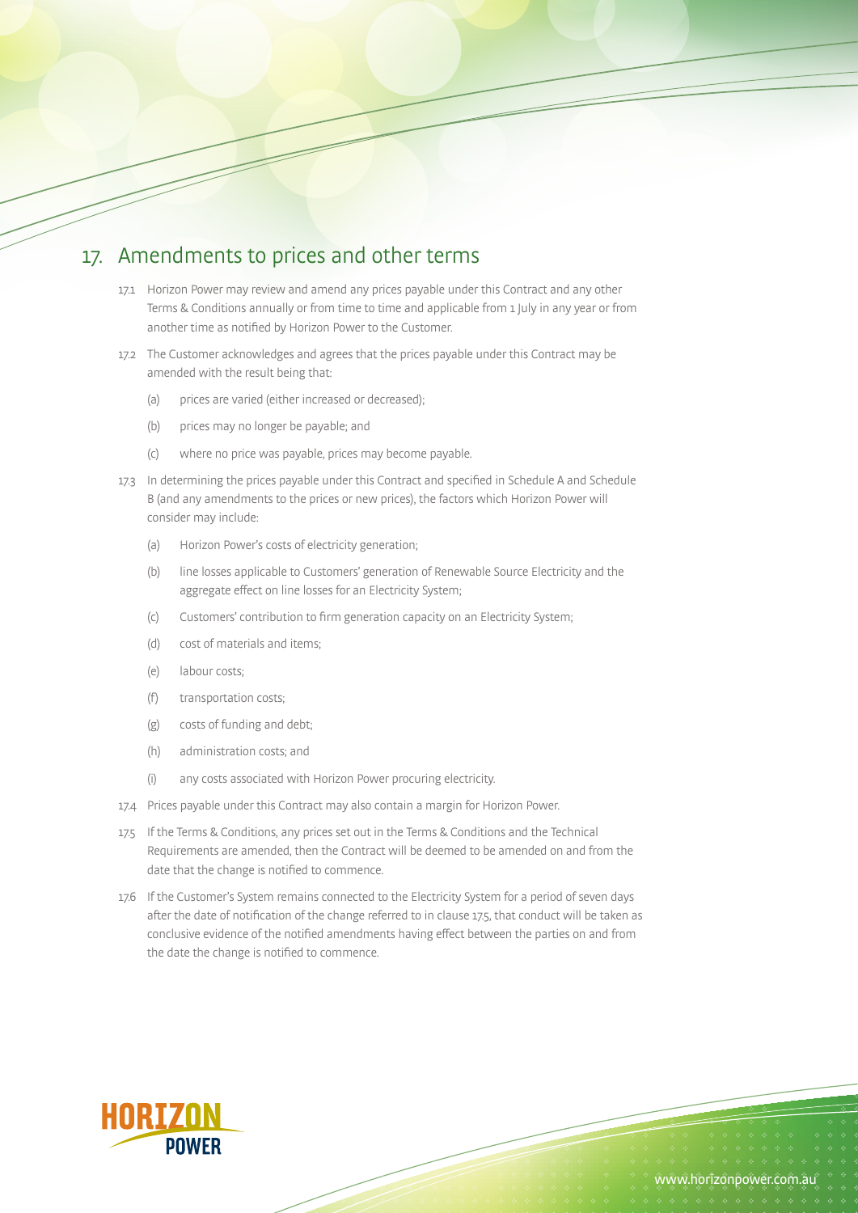## 17. Amendments to prices and other terms

17.1 Horizon Power may review and amend any prices payable under this Contract and any other Terms & Conditions annually or from time to time and applicable from 1 July in any year or from another time as notified by Horizon Power to the Customer.

17.2 The Customer acknowledges and agrees that the prices payable under this Contract may be amended with the result being that:

(a) prices are varied (either increased or decreased);

(b) prices may no longer be payable; and

(c) where no price was payable, prices may become payable.

17.3 In determining the prices payable under this Contract and specified in Schedule A and Schedule B (and any amendments to the prices or new prices), the factors which Horizon Power will consider may include:

(a) Horizon Power's costs of electricity generation;

(b) line losses applicable to Customers' generation of Renewable Source Electricity and the aggregate effect on line losses for an Electricity System;

(c) Customers' contribution to firm generation capacity on an Electricity System;

(d) cost of materials and items;

(e) labour costs;

(f) transportation costs;

(g) costs of funding and debt;

(h) administration costs; and

(i) any costs associated with Horizon Power procuring electricity.

17.4 Prices payable under this Contract may also contain a margin for Horizon Power.

17.5 If the Terms & Conditions, any prices set out in the Terms & Conditions and the Technical Requirements are amended, then the Contract will be deemed to be amended on and from the date that the change is notified to commence.

17.6 If the Customer's System remains connected to the Electricity System for a period of seven days after the date of notification of the change referred to in clause 17.5, that conduct will be taken as conclusive evidence of the notified amendments having effect between the parties on and from the date the change is notified to commence.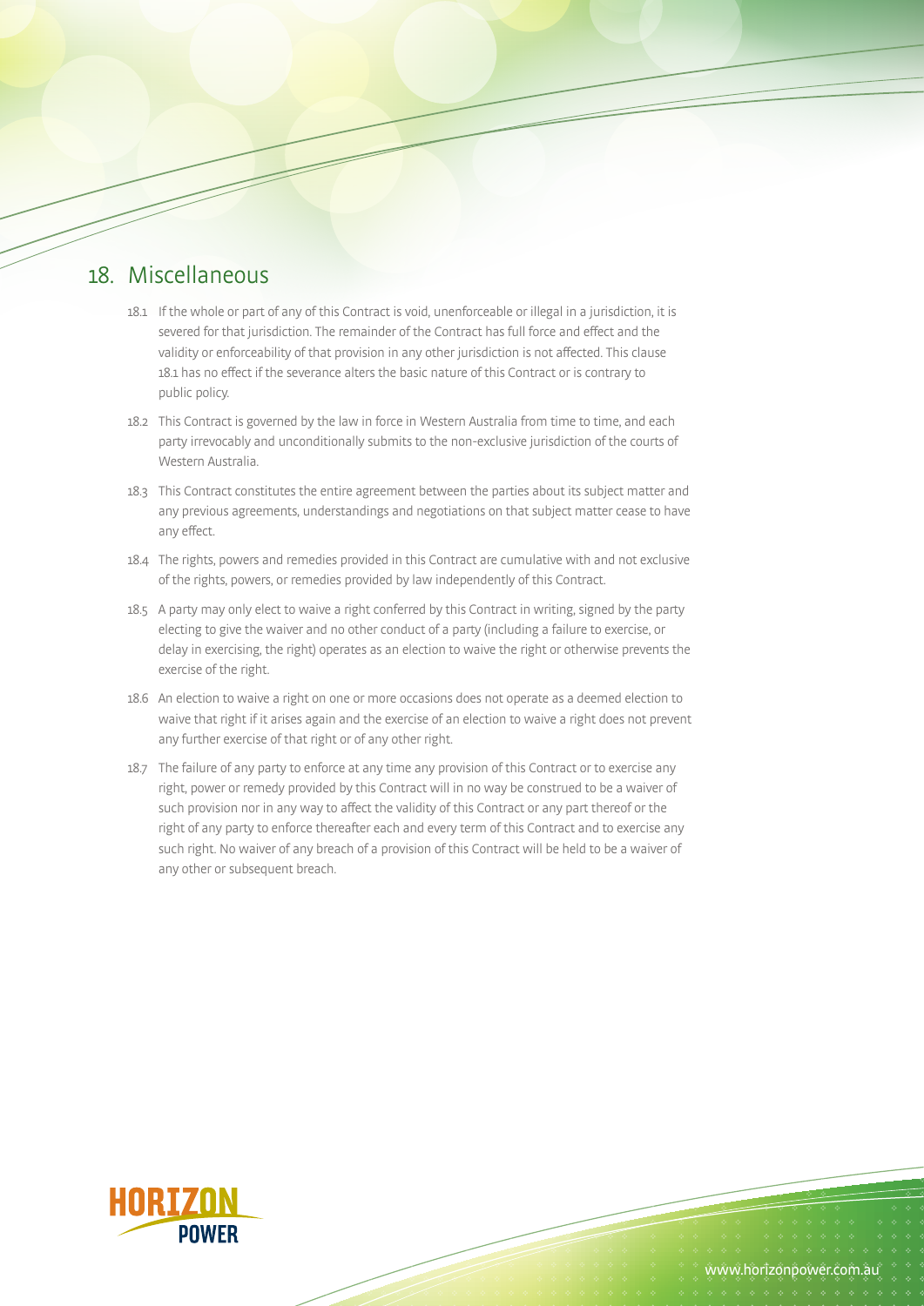## 18. Miscellaneous

18.1 If the whole or part of any of this Contract is void, unenforceable or illegal in a jurisdiction, it is severed for that jurisdiction. The remainder of the Contract has full force and effect and the validity or enforceability of that provision in any other jurisdiction is not affected. This clause 18.1 has no effect if the severance alters the basic nature of this Contract or is contrary to public policy.

18.2 This Contract is governed by the law in force in Western Australia from time to time, and each party irrevocably and unconditionally submits to the non-exclusive jurisdiction of the courts of Western Australia.

18.3 This Contract constitutes the entire agreement between the parties about its subject matter and any previous agreements, understandings and negotiations on that subject matter cease to have any effect.

18.4 The rights, powers and remedies provided in this Contract are cumulative with and not exclusive of the rights, powers, or remedies provided by law independently of this Contract.

18.5 A party may only elect to waive a right conferred by this Contract in writing, signed by the party electing to give the waiver and no other conduct of a party (including a failure to exercise, or delay in exercising, the right) operates as an election to waive the right or otherwise prevents the exercise of the right.

18.6 An election to waive a right on one or more occasions does not operate as a deemed election to waive that right if it arises again and the exercise of an election to waive a right does not prevent any further exercise of that right or of any other right.

18.7 The failure of any party to enforce at any time any provision of this Contract or to exercise any right, power or remedy provided by this Contract will in no way be construed to be a waiver of such provision nor in any way to affect the validity of this Contract or any part thereof or the right of any party to enforce thereafter each and every term of this Contract and to exercise any such right. No waiver of any breach of a provision of this Contract will be held to be a waiver of any other or subsequent breach.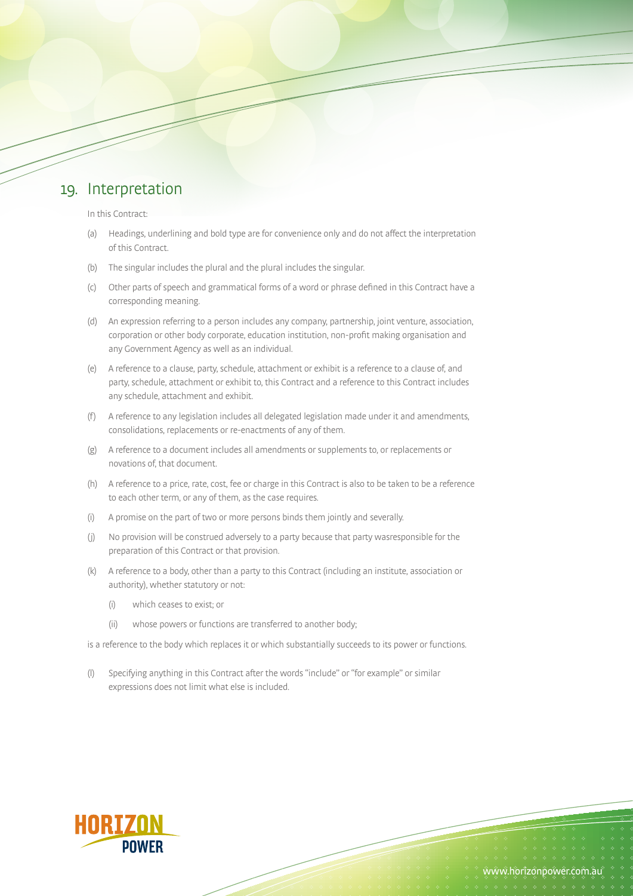## 19. Interpretation

In this Contract:

(a) Headings, underlining and bold type are for convenience only and do not affect the interpretation of this Contract.

(b) The singular includes the plural and the plural includes the singular.

(c) Other parts of speech and grammatical forms of a word or phrase defined in this Contract have a corresponding meaning.

(d) An expression referring to a person includes any company, partnership, joint venture, association, corporation or other body corporate, education institution, non-profit making organisation and any Government Agency as well as an individual.

(e) A reference to a clause, party, schedule, attachment or exhibit is a reference to a clause of, and party, schedule, attachment or exhibit to, this Contract and a reference to this Contract includes any schedule, attachment and exhibit.

(f) A reference to any legislation includes all delegated legislation made under it and amendments, consolidations, replacements or re-enactments of any of them.

(g) A reference to a document includes all amendments or supplements to, or replacements or novations of, that document.

(h) A reference to a price, rate, cost, fee or charge in this Contract is also to be taken to be a reference to each other term, or any of them, as the case requires.

(i) A promise on the part of two or more persons binds them jointly and severally.

(j) No provision will be construed adversely to a party because that party wasresponsible for the preparation of this Contract or that provision.

(k) A reference to a body, other than a party to this Contract (including an institute, association or authority), whether statutory or not:

  (i) which ceases to exist; or

  (ii) whose powers or functions are transferred to another body;

is a reference to the body which replaces it or which substantially succeeds to its power or functions.

(l) Specifying anything in this Contract after the words "include" or "for example" or similar expressions does not limit what else is included.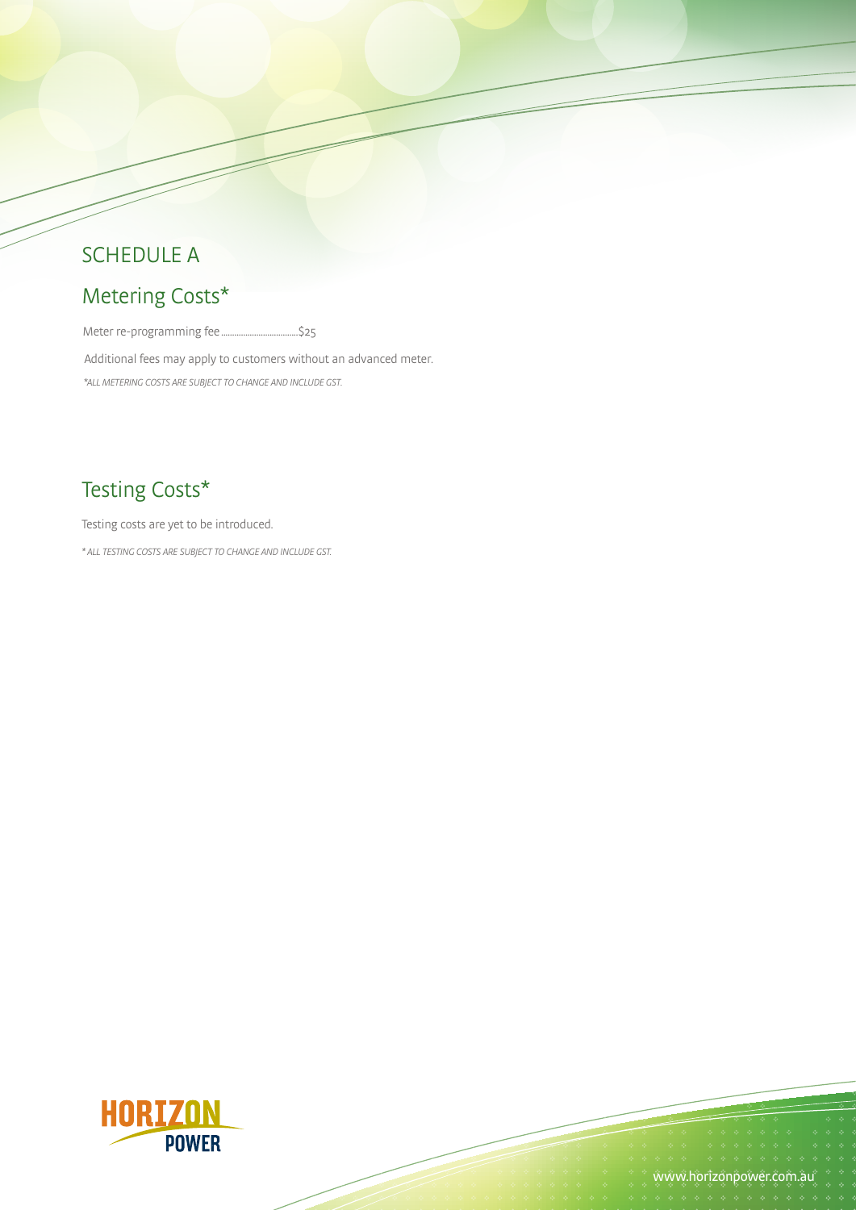# SCHEDULE A

## Metering Costs*

Meter re-programming fee ....................................$25

Additional fees may apply to customers without an advanced meter.

*\*ALL METERING COSTS ARE SUBJECT TO CHANGE AND INCLUDE GST.*

## Testing Costs*

Testing costs are yet to be introduced.

*\* ALL TESTING COSTS ARE SUBJECT TO CHANGE AND INCLUDE GST.*

HORIZON POWER

www.horizonpower.com.au